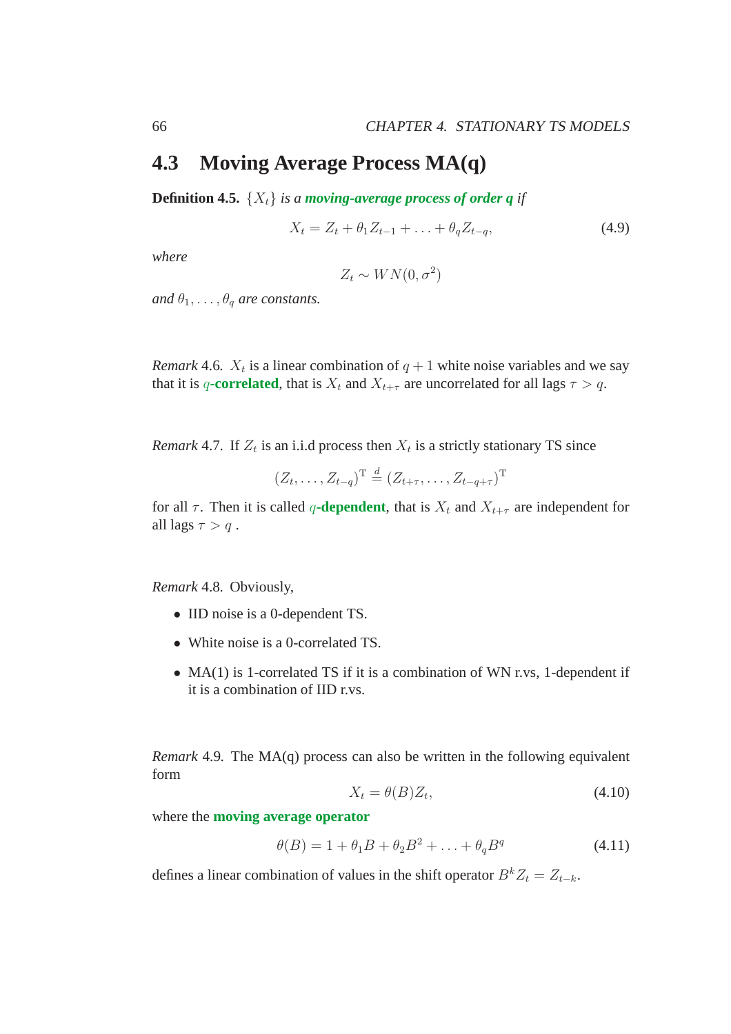## 4.3 Moving Average Process MA(q)

**Definition 4.5.** *$\{X_t\}$ is a **moving-average process of order q** if*

$$X_t = Z_t + \theta_1 Z_{t-1} + \ldots + \theta_q Z_{t-q}, \tag{4.9}$$

*where*

$$Z_t \sim WN(0, \sigma^2)$$

*and $\theta_1, \ldots, \theta_q$ are constants.*

*Remark* 4.6. $X_t$ is a linear combination of $q+1$ white noise variables and we say that it is **$q$-correlated**, that is $X_t$ and $X_{t+\tau}$ are uncorrelated for all lags $\tau > q$.

*Remark* 4.7. If $Z_t$ is an i.i.d process then $X_t$ is a strictly stationary TS since

$$(Z_t, \ldots, Z_{t-q})^{\mathrm{T}} \stackrel{d}{=} (Z_{t+\tau}, \ldots, Z_{t-q+\tau})^{\mathrm{T}}$$

for all $\tau$. Then it is called **$q$-dependent**, that is $X_t$ and $X_{t+\tau}$ are independent for all lags $\tau > q$ .

*Remark* 4.8. Obviously,

- IID noise is a 0-dependent TS.
- White noise is a 0-correlated TS.
- MA(1) is 1-correlated TS if it is a combination of WN r.vs, 1-dependent if it is a combination of IID r.vs.

*Remark* 4.9. The MA(q) process can also be written in the following equivalent form

$$X_t = \theta(B) Z_t, \tag{4.10}$$

where the **moving average operator**

$$\theta(B) = 1 + \theta_1 B + \theta_2 B^2 + \ldots + \theta_q B^q \tag{4.11}$$

defines a linear combination of values in the shift operator $B^k Z_t = Z_{t-k}$.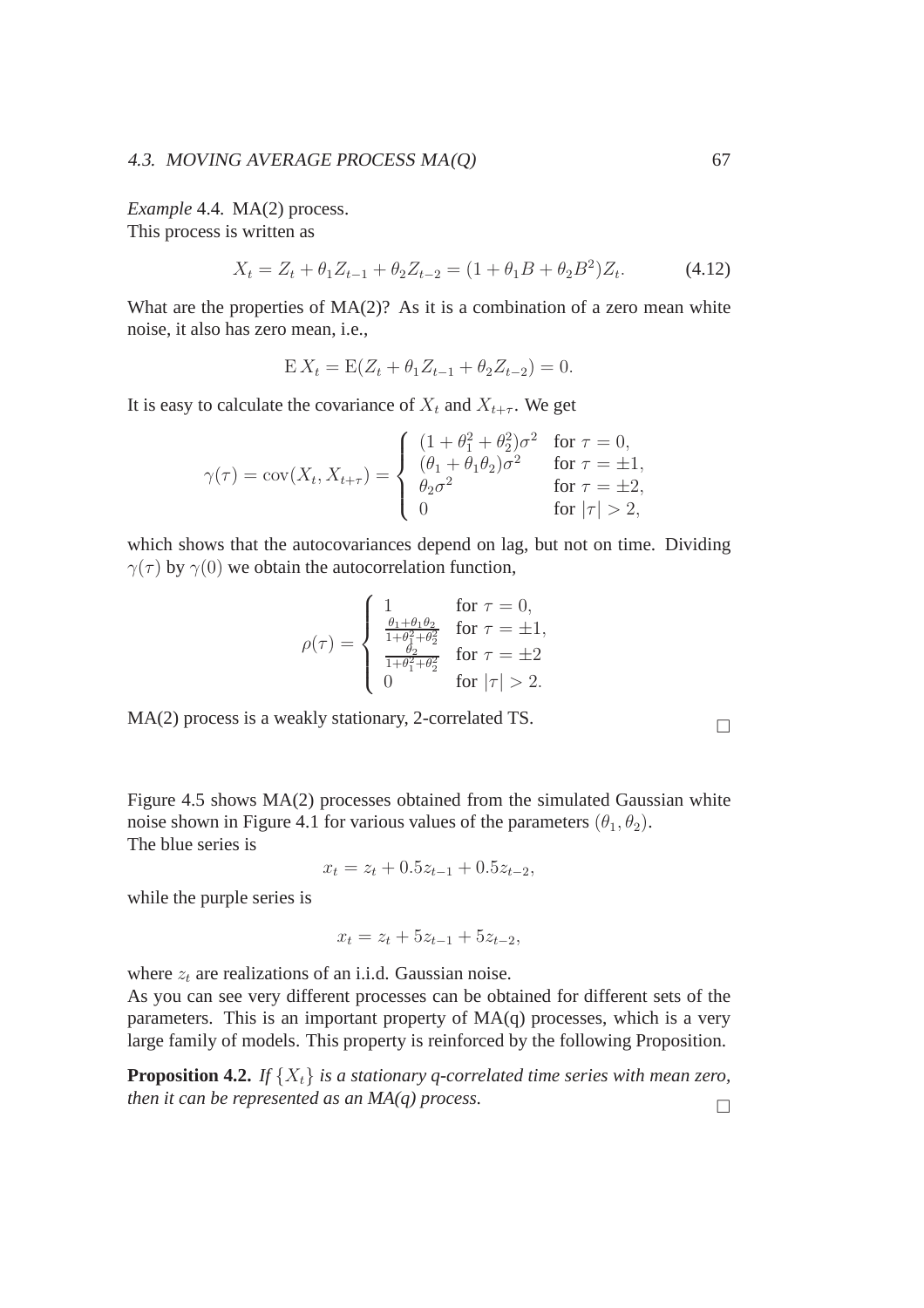*Example* 4.4. MA(2) process.
This process is written as

$$X_t = Z_t + \theta_1 Z_{t-1} + \theta_2 Z_{t-2} = (1 + \theta_1 B + \theta_2 B^2) Z_t. \tag{4.12}$$

What are the properties of MA(2)? As it is a combination of a zero mean white noise, it also has zero mean, i.e.,

$$\mathrm{E}\, X_t = \mathrm{E}(Z_t + \theta_1 Z_{t-1} + \theta_2 Z_{t-2}) = 0.$$

It is easy to calculate the covariance of $X_t$ and $X_{t+\tau}$. We get

$$\gamma(\tau) = \mathrm{cov}(X_t, X_{t+\tau}) = \begin{cases} (1 + \theta_1^2 + \theta_2^2)\sigma^2 & \text{for } \tau = 0, \\ (\theta_1 + \theta_1\theta_2)\sigma^2 & \text{for } \tau = \pm 1, \\ \theta_2 \sigma^2 & \text{for } \tau = \pm 2, \\ 0 & \text{for } |\tau| > 2, \end{cases}$$

which shows that the autocovariances depend on lag, but not on time. Dividing $\gamma(\tau)$ by $\gamma(0)$ we obtain the autocorrelation function,

$$\rho(\tau) = \begin{cases} 1 & \text{for } \tau = 0, \\ \frac{\theta_1 + \theta_1\theta_2}{1 + \theta_1^2 + \theta_2^2} & \text{for } \tau = \pm 1, \\ \frac{\theta_2}{1 + \theta_1^2 + \theta_2^2} & \text{for } \tau = \pm 2 \\ 0 & \text{for } |\tau| > 2. \end{cases}$$

MA(2) process is a weakly stationary, 2-correlated TS. □

Figure 4.5 shows MA(2) processes obtained from the simulated Gaussian white noise shown in Figure 4.1 for various values of the parameters $(\theta_1, \theta_2)$.
The blue series is

$$x_t = z_t + 0.5 z_{t-1} + 0.5 z_{t-2},$$

while the purple series is

$$x_t = z_t + 5 z_{t-1} + 5 z_{t-2},$$

where $z_t$ are realizations of an i.i.d. Gaussian noise.
As you can see very different processes can be obtained for different sets of the parameters. This is an important property of MA(q) processes, which is a very large family of models. This property is reinforced by the following Proposition.

**Proposition 4.2.** *If $\{X_t\}$ is a stationary q-correlated time series with mean zero, then it can be represented as an MA(q) process.* □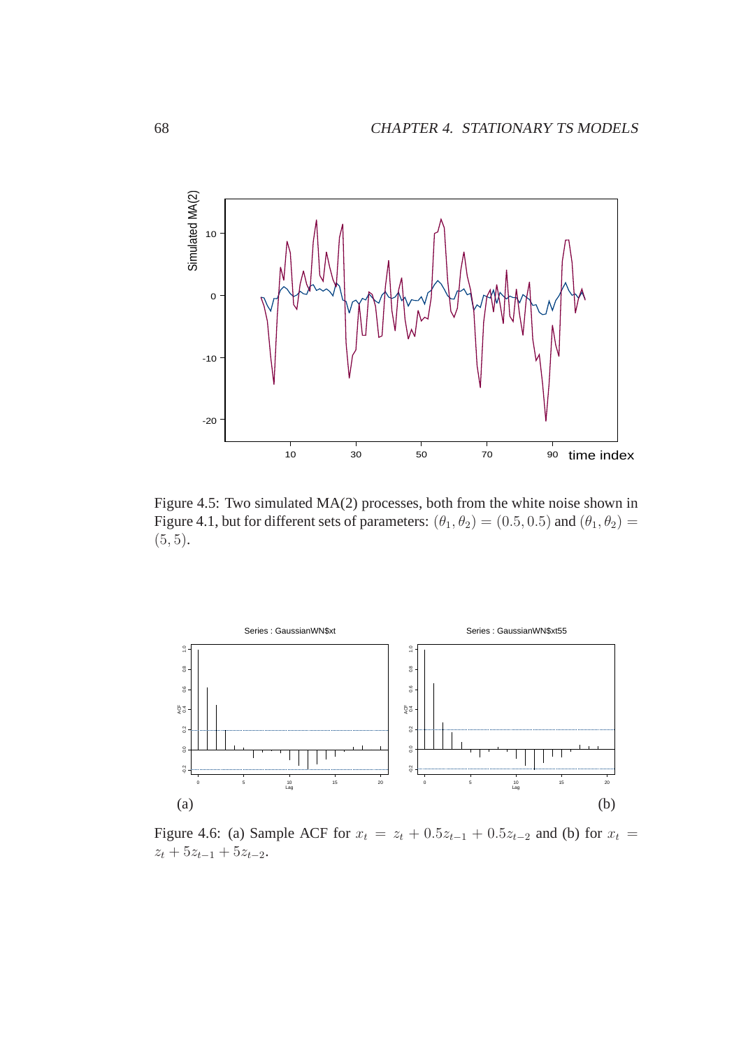Figure 4.5: Two simulated MA(2) processes, both from the white noise shown in Figure 4.1, but for different sets of parameters: $(\theta_1, \theta_2) = (0.5, 0.5)$ and $(\theta_1, \theta_2) = (5, 5)$.

Figure 4.6: (a) Sample ACF for $x_t = z_t + 0.5z_{t-1} + 0.5z_{t-2}$ and (b) for $x_t = z_t + 5z_{t-1} + 5z_{t-2}$.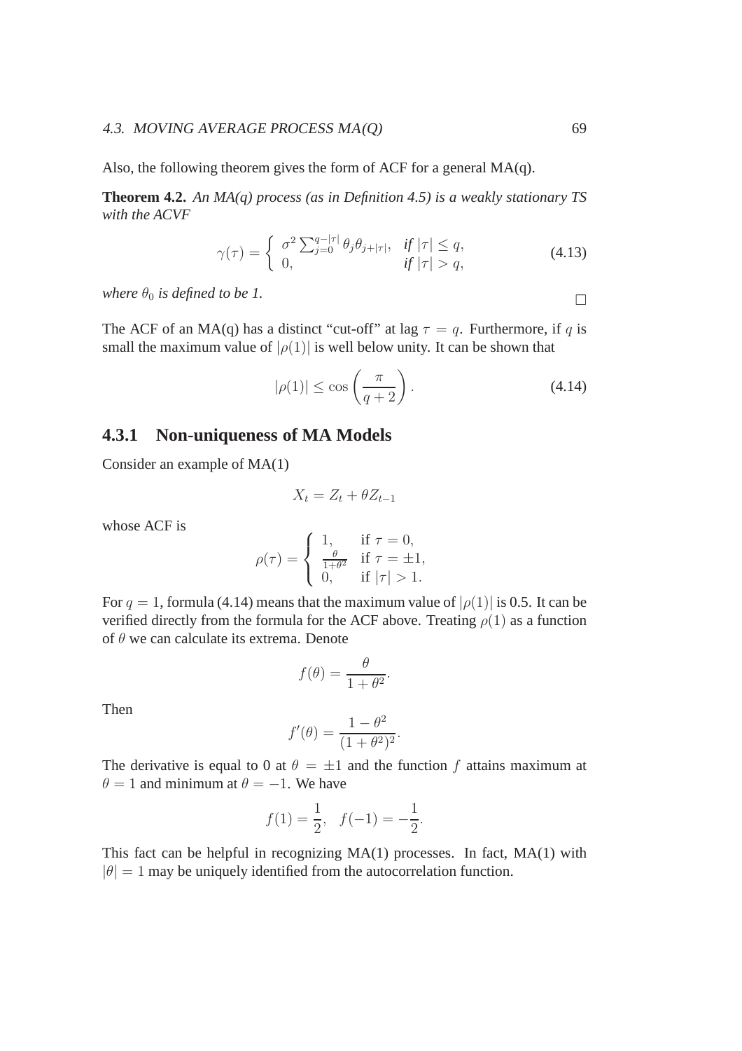Also, the following theorem gives the form of ACF for a general MA(q).

**Theorem 4.2.** *An MA(q) process (as in Definition 4.5) is a weakly stationary TS with the ACVF*

$$\gamma(\tau) = \begin{cases} \sigma^2 \sum_{j=0}^{q-|\tau|} \theta_j \theta_{j+|\tau|}, & \text{if } |\tau| \leq q, \\ 0, & \text{if } |\tau| > q, \end{cases} \tag{4.13}$$

*where $\theta_0$ is defined to be 1.* □

The ACF of an MA(q) has a distinct "cut-off" at lag $\tau = q$. Furthermore, if $q$ is small the maximum value of $|\rho(1)|$ is well below unity. It can be shown that

$$|\rho(1)| \leq \cos\left(\frac{\pi}{q+2}\right). \tag{4.14}$$

### 4.3.1 Non-uniqueness of MA Models

Consider an example of MA(1)

$$X_t = Z_t + \theta Z_{t-1}$$

whose ACF is

$$\rho(\tau) = \begin{cases} 1, & \text{if } \tau = 0, \\ \frac{\theta}{1+\theta^2} & \text{if } \tau = \pm 1, \\ 0, & \text{if } |\tau| > 1. \end{cases}$$

For $q = 1$, formula (4.14) means that the maximum value of $|\rho(1)|$ is 0.5. It can be verified directly from the formula for the ACF above. Treating $\rho(1)$ as a function of $\theta$ we can calculate its extrema. Denote

$$f(\theta) = \frac{\theta}{1+\theta^2}.$$

Then

$$f'(\theta) = \frac{1-\theta^2}{(1+\theta^2)^2}.$$

The derivative is equal to 0 at $\theta = \pm 1$ and the function $f$ attains maximum at $\theta = 1$ and minimum at $\theta = -1$. We have

$$f(1) = \frac{1}{2}, \quad f(-1) = -\frac{1}{2}.$$

This fact can be helpful in recognizing MA(1) processes. In fact, MA(1) with $|\theta| = 1$ may be uniquely identified from the autocorrelation function.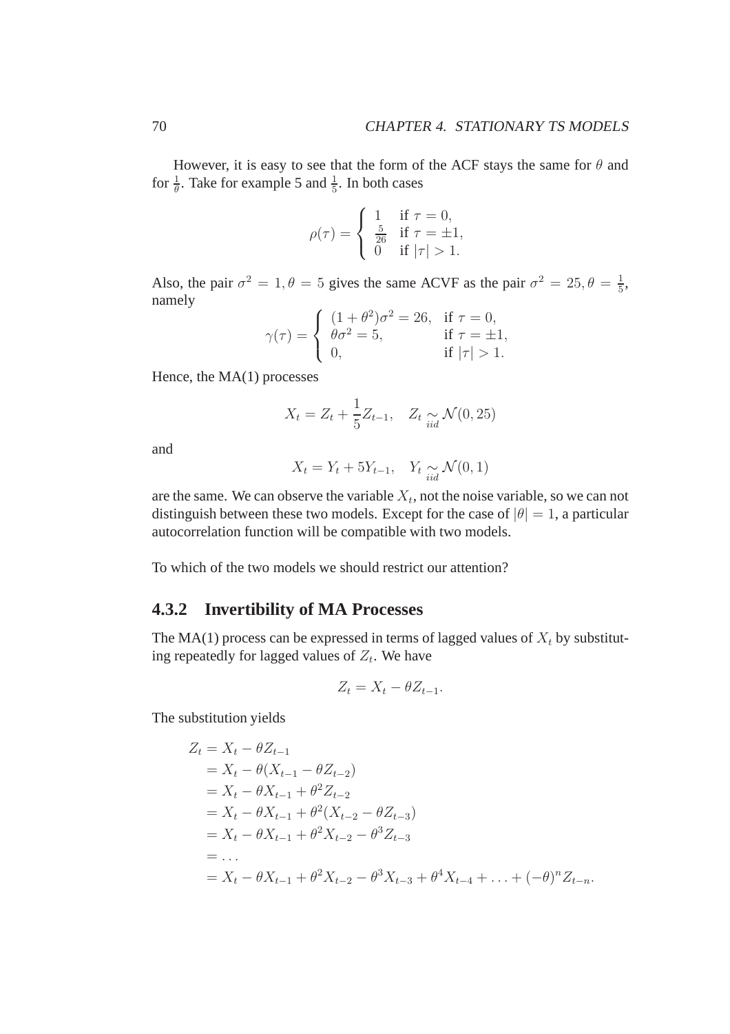However, it is easy to see that the form of the ACF stays the same for $\theta$ and for $\frac{1}{\theta}$. Take for example 5 and $\frac{1}{5}$. In both cases

$$\rho(\tau) = \begin{cases} 1 & \text{if } \tau = 0, \\ \frac{5}{26} & \text{if } \tau = \pm 1, \\ 0 & \text{if } |\tau| > 1. \end{cases}$$

Also, the pair $\sigma^2 = 1, \theta = 5$ gives the same ACVF as the pair $\sigma^2 = 25, \theta = \frac{1}{5}$, namely

$$\gamma(\tau) = \begin{cases} (1+\theta^2)\sigma^2 = 26, & \text{if } \tau = 0, \\ \theta\sigma^2 = 5, & \text{if } \tau = \pm 1, \\ 0, & \text{if } |\tau| > 1. \end{cases}$$

Hence, the MA(1) processes

$$X_t = Z_t + \frac{1}{5} Z_{t-1}, \quad Z_t \underset{iid}{\sim} \mathcal{N}(0, 25)$$

and

$$X_t = Y_t + 5Y_{t-1}, \quad Y_t \underset{iid}{\sim} \mathcal{N}(0, 1)$$

are the same. We can observe the variable $X_t$, not the noise variable, so we can not distinguish between these two models. Except for the case of $|\theta| = 1$, a particular autocorrelation function will be compatible with two models.

To which of the two models we should restrict our attention?

### 4.3.2 Invertibility of MA Processes

The MA(1) process can be expressed in terms of lagged values of $X_t$ by substituting repeatedly for lagged values of $Z_t$. We have

$$Z_t = X_t - \theta Z_{t-1}.$$

The substitution yields

$$\begin{aligned}
Z_t &= X_t - \theta Z_{t-1} \\
&= X_t - \theta(X_{t-1} - \theta Z_{t-2}) \\
&= X_t - \theta X_{t-1} + \theta^2 Z_{t-2} \\
&= X_t - \theta X_{t-1} + \theta^2 (X_{t-2} - \theta Z_{t-3}) \\
&= X_t - \theta X_{t-1} + \theta^2 X_{t-2} - \theta^3 Z_{t-3} \\
&= \ldots \\
&= X_t - \theta X_{t-1} + \theta^2 X_{t-2} - \theta^3 X_{t-3} + \theta^4 X_{t-4} + \ldots + (-\theta)^n Z_{t-n}.
\end{aligned}$$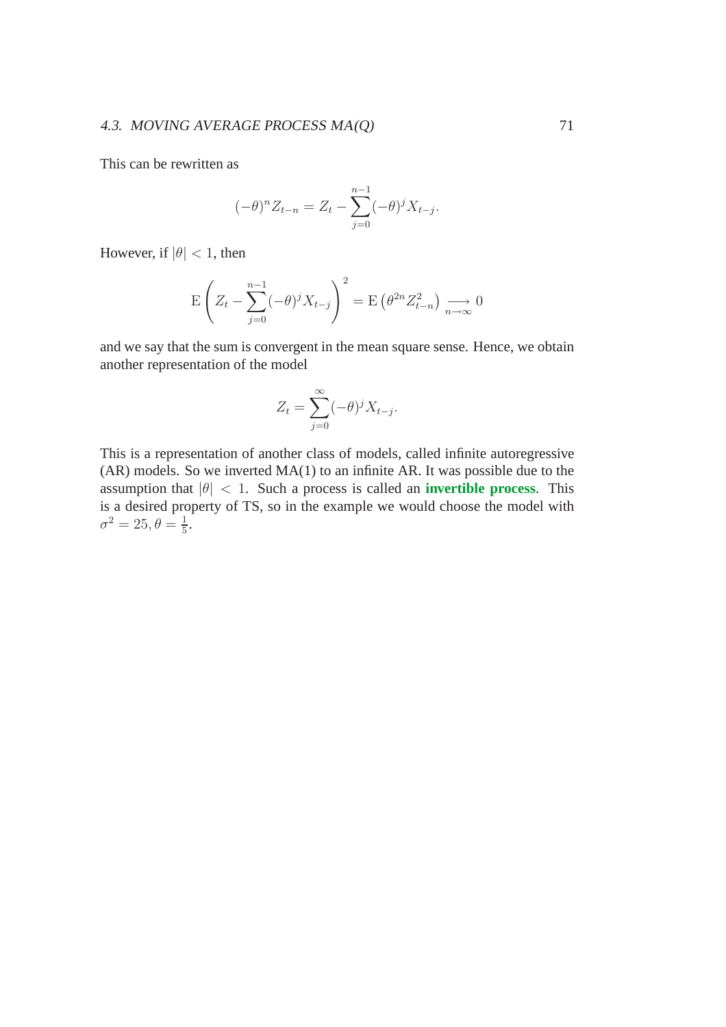This can be rewritten as

$$(-\theta)^n Z_{t-n} = Z_t - \sum_{j=0}^{n-1} (-\theta)^j X_{t-j}.$$

However, if $|\theta| < 1$, then

$$\mathrm{E}\left( Z_t - \sum_{j=0}^{n-1} (-\theta)^j X_{t-j} \right)^2 = \mathrm{E}\left( \theta^{2n} Z_{t-n}^2 \right) \underset{n\to\infty}{\longrightarrow} 0$$

and we say that the sum is convergent in the mean square sense. Hence, we obtain another representation of the model

$$Z_t = \sum_{j=0}^{\infty} (-\theta)^j X_{t-j}.$$

This is a representation of another class of models, called infinite autoregressive (AR) models. So we inverted MA(1) to an infinite AR. It was possible due to the assumption that $|\theta| < 1$. Such a process is called an **invertible process**. This is a desired property of TS, so in the example we would choose the model with $\sigma^2 = 25, \theta = \frac{1}{5}$.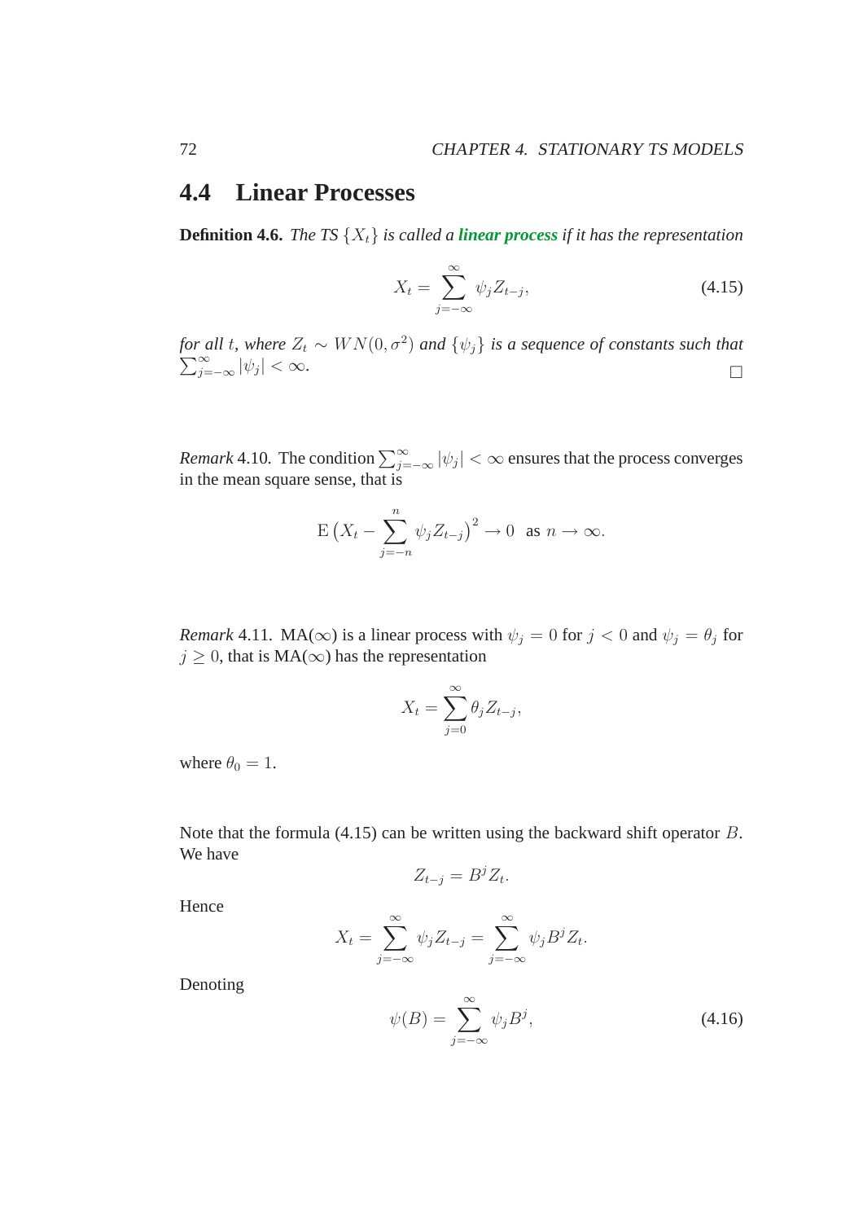## 4.4 Linear Processes

**Definition 4.6.** *The TS $\{X_t\}$ is called a* ***linear process*** *if it has the representation*

$$X_t = \sum_{j=-\infty}^{\infty} \psi_j Z_{t-j}, \tag{4.15}$$

*for all $t$, where $Z_t \sim WN(0, \sigma^2)$ and $\{\psi_j\}$ is a sequence of constants such that $\sum_{j=-\infty}^{\infty} |\psi_j| < \infty$.* □

*Remark* 4.10. The condition $\sum_{j=-\infty}^{\infty} |\psi_j| < \infty$ ensures that the process converges in the mean square sense, that is

$$\mathrm{E}\left(X_t - \sum_{j=-n}^{n} \psi_j Z_{t-j}\right)^2 \to 0 \quad \text{as } n \to \infty.$$

*Remark* 4.11. MA($\infty$) is a linear process with $\psi_j = 0$ for $j < 0$ and $\psi_j = \theta_j$ for $j \geq 0$, that is MA($\infty$) has the representation

$$X_t = \sum_{j=0}^{\infty} \theta_j Z_{t-j},$$

where $\theta_0 = 1$.

Note that the formula (4.15) can be written using the backward shift operator $B$. We have

$$Z_{t-j} = B^j Z_t.$$

Hence

$$X_t = \sum_{j=-\infty}^{\infty} \psi_j Z_{t-j} = \sum_{j=-\infty}^{\infty} \psi_j B^j Z_t.$$

Denoting

$$\psi(B) = \sum_{j=-\infty}^{\infty} \psi_j B^j, \tag{4.16}$$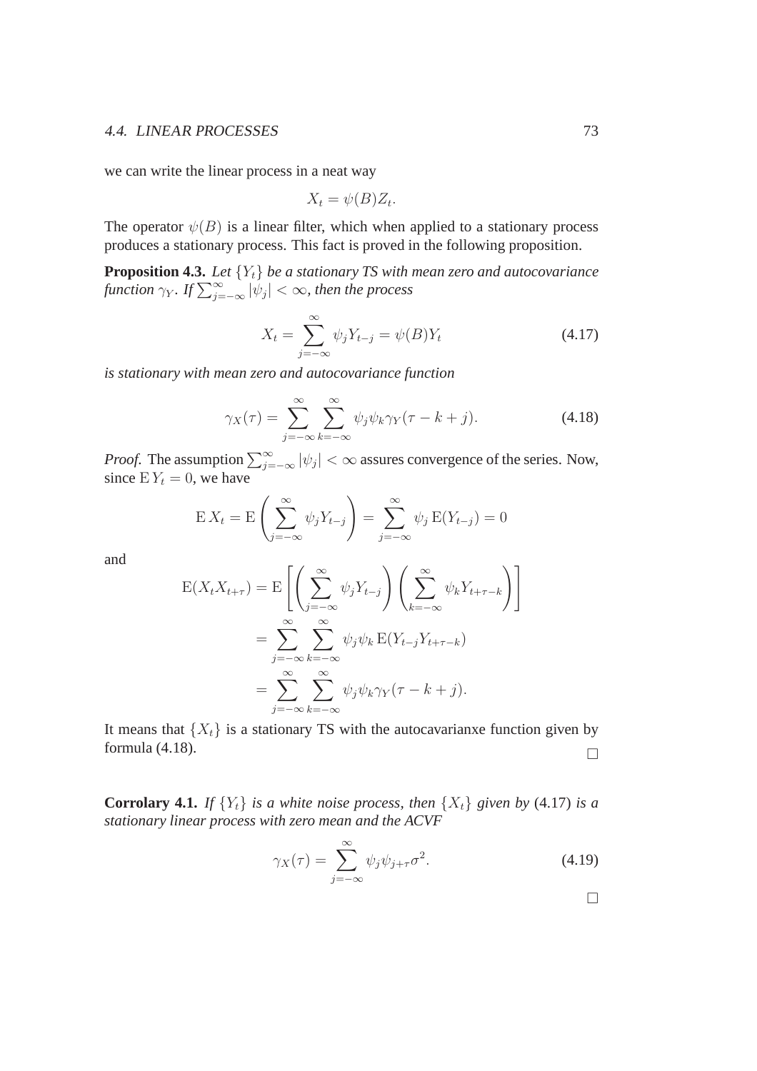we can write the linear process in a neat way

$$X_t = \psi(B)Z_t.$$

The operator $\psi(B)$ is a linear filter, which when applied to a stationary process produces a stationary process. This fact is proved in the following proposition.

**Proposition 4.3.** *Let $\{Y_t\}$ be a stationary TS with mean zero and autocovariance function $\gamma_Y$. If $\sum_{j=-\infty}^{\infty} |\psi_j| < \infty$, then the process*

$$X_t = \sum_{j=-\infty}^{\infty} \psi_j Y_{t-j} = \psi(B)Y_t \tag{4.17}$$

*is stationary with mean zero and autocovariance function*

$$\gamma_X(\tau) = \sum_{j=-\infty}^{\infty} \sum_{k=-\infty}^{\infty} \psi_j \psi_k \gamma_Y(\tau - k + j). \tag{4.18}$$

*Proof.* The assumption $\sum_{j=-\infty}^{\infty} |\psi_j| < \infty$ assures convergence of the series. Now, since $\mathrm{E}\, Y_t = 0$, we have

$$\mathrm{E}\, X_t = \mathrm{E}\left( \sum_{j=-\infty}^{\infty} \psi_j Y_{t-j} \right) = \sum_{j=-\infty}^{\infty} \psi_j \, \mathrm{E}(Y_{t-j}) = 0$$

and

$$\begin{aligned}
\mathrm{E}(X_t X_{t+\tau}) &= \mathrm{E}\left[ \left( \sum_{j=-\infty}^{\infty} \psi_j Y_{t-j} \right) \left( \sum_{k=-\infty}^{\infty} \psi_k Y_{t+\tau-k} \right) \right] \\
&= \sum_{j=-\infty}^{\infty} \sum_{k=-\infty}^{\infty} \psi_j \psi_k \, \mathrm{E}(Y_{t-j} Y_{t+\tau-k}) \\
&= \sum_{j=-\infty}^{\infty} \sum_{k=-\infty}^{\infty} \psi_j \psi_k \gamma_Y(\tau - k + j).
\end{aligned}$$

It means that $\{X_t\}$ is a stationary TS with the autocavarianxe function given by formula (4.18). □

**Corrolary 4.1.** *If $\{Y_t\}$ is a white noise process, then $\{X_t\}$ given by* (4.17) *is a stationary linear process with zero mean and the ACVF*

$$\gamma_X(\tau) = \sum_{j=-\infty}^{\infty} \psi_j \psi_{j+\tau} \sigma^2. \tag{4.19}$$

□